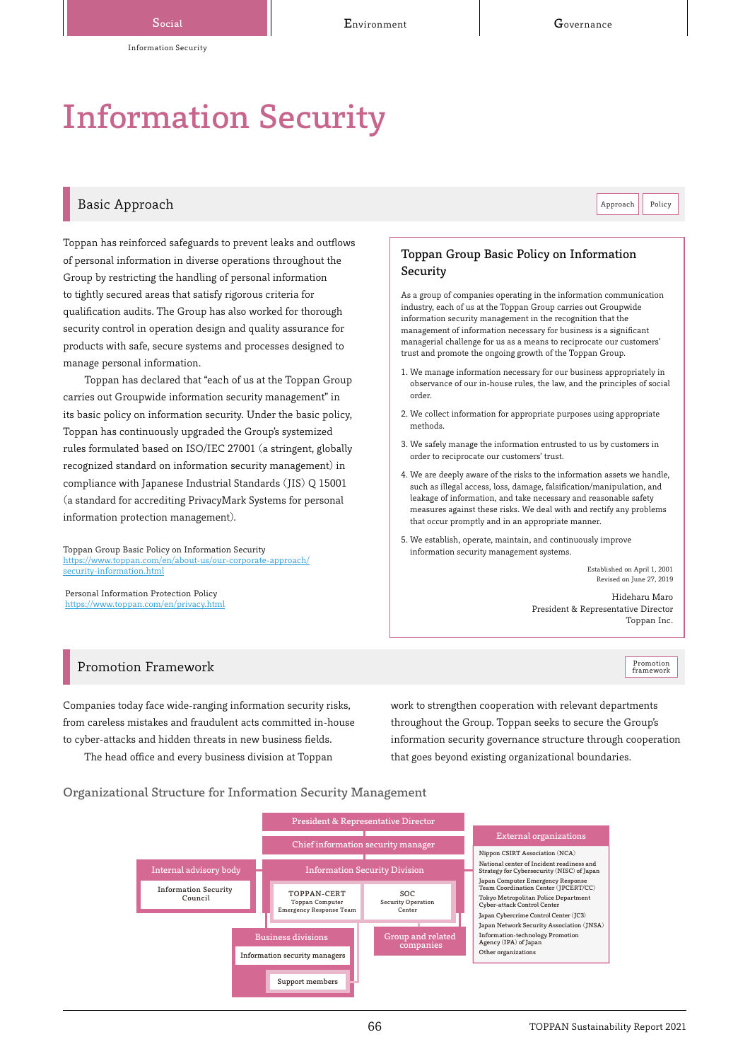# Information Security

## Basic Approach

Toppan has reinforced safeguards to prevent leaks and outflows of personal information in diverse operations throughout the Group by restricting the handling of personal information to tightly secured areas that satisfy rigorous criteria for qualification audits. The Group has also worked for thorough security control in operation design and quality assurance for products with safe, secure systems and processes designed to manage personal information.

Toppan has declared that "each of us at the Toppan Group carries out Groupwide information security management" in its basic policy on information security. Under the basic policy, Toppan has continuously upgraded the Group's systemized rules formulated based on ISO/IEC 27001 (a stringent, globally recognized standard on information security management) in compliance with Japanese Industrial Standards (JIS) Q 15001 (a standard for accrediting PrivacyMark Systems for personal information protection management).

Toppan Group Basic Policy on Information Security
https://www.toppan.com/en/about-us/our-corporate-approach/security-information.html

Personal Information Protection Policy
https://www.toppan.com/en/privacy.html

### Toppan Group Basic Policy on Information Security

As a group of companies operating in the information communication industry, each of us at the Toppan Group carries out Groupwide information security management in the recognition that the management of information necessary for business is a significant managerial challenge for us as a means to reciprocate our customers' trust and promote the ongoing growth of the Toppan Group.

1. We manage information necessary for our business appropriately in observance of our in-house rules, the law, and the principles of social order.
2. We collect information for appropriate purposes using appropriate methods.
3. We safely manage the information entrusted to us by customers in order to reciprocate our customers' trust.
4. We are deeply aware of the risks to the information assets we handle, such as illegal access, loss, damage, falsification/manipulation, and leakage of information, and take necessary and reasonable safety measures against these risks. We deal with and rectify any problems that occur promptly and in an appropriate manner.
5. We establish, operate, maintain, and continuously improve information security management systems.

Established on April 1, 2001
Revised on June 27, 2019

Hideharu Maro
President & Representative Director
Toppan Inc.

## Promotion Framework

Companies today face wide-ranging information security risks, from careless mistakes and fraudulent acts committed in-house to cyber-attacks and hidden threats in new business fields.

The head office and every business division at Toppan work to strengthen cooperation with relevant departments throughout the Group. Toppan seeks to secure the Group's information security governance structure through cooperation that goes beyond existing organizational boundaries.

### Organizational Structure for Information Security Management

- President & Representative Director
  - Chief information security manager
    - Information Security Division
      - TOPPAN-CERT (Toppan Computer Emergency Response Team)
      - SOC (Security Operation Center)
    - Internal advisory body
      - Information Security Council
    - Business divisions
      - Information security managers
      - Support members
    - Group and related companies
- External organizations
  - Nippon CSIRT Association (NCA)
  - National center of Incident readiness and Strategy for Cybersecurity (NISC) of Japan
  - Japan Computer Emergency Response Team Coordination Center (JPCERT/CC)
  - Tokyo Metropolitan Police Department Cyber-attack Control Center
  - Japan Cybercrime Control Center (JC3)
  - Japan Network Security Association (JNSA)
  - Information-technology Promotion Agency (IPA) of Japan
  - Other organizations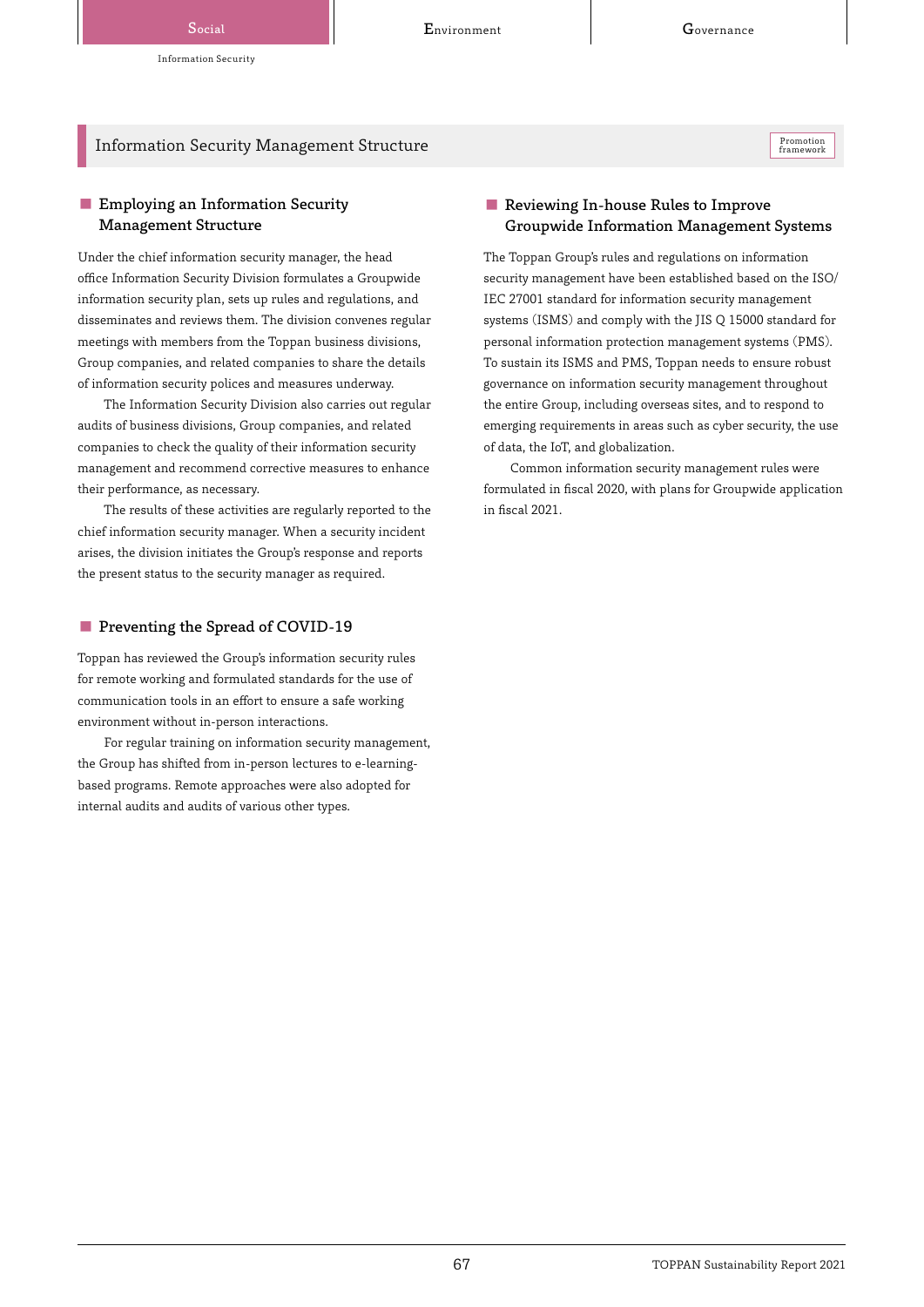## Information Security Management Structure

Promotion framework

### Employing an Information Security Management Structure

Under the chief information security manager, the head office Information Security Division formulates a Groupwide information security plan, sets up rules and regulations, and disseminates and reviews them. The division convenes regular meetings with members from the Toppan business divisions, Group companies, and related companies to share the details of information security polices and measures underway.

The Information Security Division also carries out regular audits of business divisions, Group companies, and related companies to check the quality of their information security management and recommend corrective measures to enhance their performance, as necessary.

The results of these activities are regularly reported to the chief information security manager. When a security incident arises, the division initiates the Group's response and reports the present status to the security manager as required.

### Preventing the Spread of COVID-19

Toppan has reviewed the Group's information security rules for remote working and formulated standards for the use of communication tools in an effort to ensure a safe working environment without in-person interactions.

For regular training on information security management, the Group has shifted from in-person lectures to e-learning-based programs. Remote approaches were also adopted for internal audits and audits of various other types.

### Reviewing In-house Rules to Improve Groupwide Information Management Systems

The Toppan Group's rules and regulations on information security management have been established based on the ISO/IEC 27001 standard for information security management systems (ISMS) and comply with the JIS Q 15000 standard for personal information protection management systems (PMS). To sustain its ISMS and PMS, Toppan needs to ensure robust governance on information security management throughout the entire Group, including overseas sites, and to respond to emerging requirements in areas such as cyber security, the use of data, the IoT, and globalization.

Common information security management rules were formulated in fiscal 2020, with plans for Groupwide application in fiscal 2021.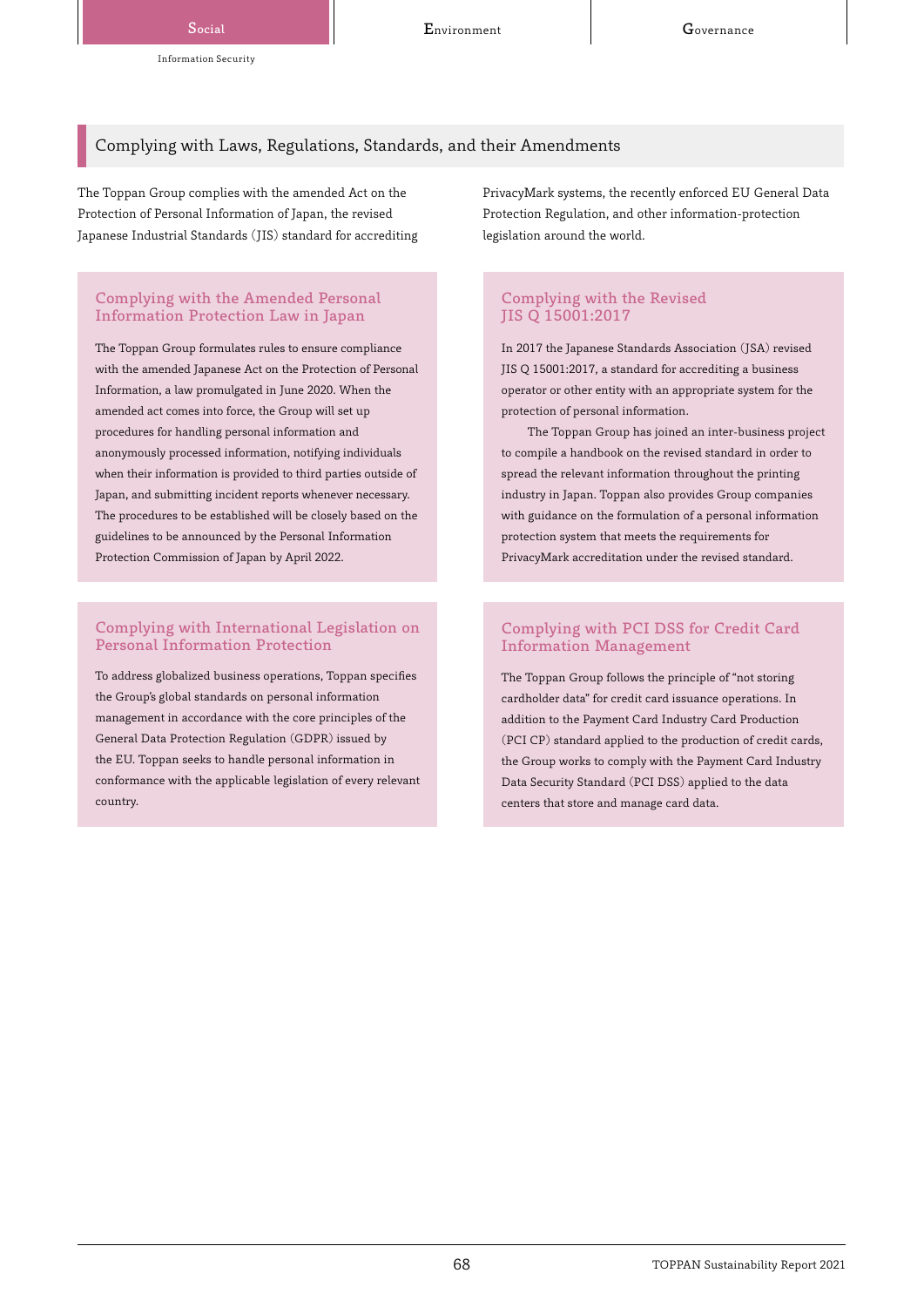## Complying with Laws, Regulations, Standards, and their Amendments

The Toppan Group complies with the amended Act on the Protection of Personal Information of Japan, the revised Japanese Industrial Standards (JIS) standard for accrediting PrivacyMark systems, the recently enforced EU General Data Protection Regulation, and other information-protection legislation around the world.

### Complying with the Amended Personal Information Protection Law in Japan

The Toppan Group formulates rules to ensure compliance with the amended Japanese Act on the Protection of Personal Information, a law promulgated in June 2020. When the amended act comes into force, the Group will set up procedures for handling personal information and anonymously processed information, notifying individuals when their information is provided to third parties outside of Japan, and submitting incident reports whenever necessary. The procedures to be established will be closely based on the guidelines to be announced by the Personal Information Protection Commission of Japan by April 2022.

### Complying with the Revised JIS Q 15001:2017

In 2017 the Japanese Standards Association (JSA) revised JIS Q 15001:2017, a standard for accrediting a business operator or other entity with an appropriate system for the protection of personal information.

The Toppan Group has joined an inter-business project to compile a handbook on the revised standard in order to spread the relevant information throughout the printing industry in Japan. Toppan also provides Group companies with guidance on the formulation of a personal information protection system that meets the requirements for PrivacyMark accreditation under the revised standard.

### Complying with International Legislation on Personal Information Protection

To address globalized business operations, Toppan specifies the Group's global standards on personal information management in accordance with the core principles of the General Data Protection Regulation (GDPR) issued by the EU. Toppan seeks to handle personal information in conformance with the applicable legislation of every relevant country.

### Complying with PCI DSS for Credit Card Information Management

The Toppan Group follows the principle of "not storing cardholder data" for credit card issuance operations. In addition to the Payment Card Industry Card Production (PCI CP) standard applied to the production of credit cards, the Group works to comply with the Payment Card Industry Data Security Standard (PCI DSS) applied to the data centers that store and manage card data.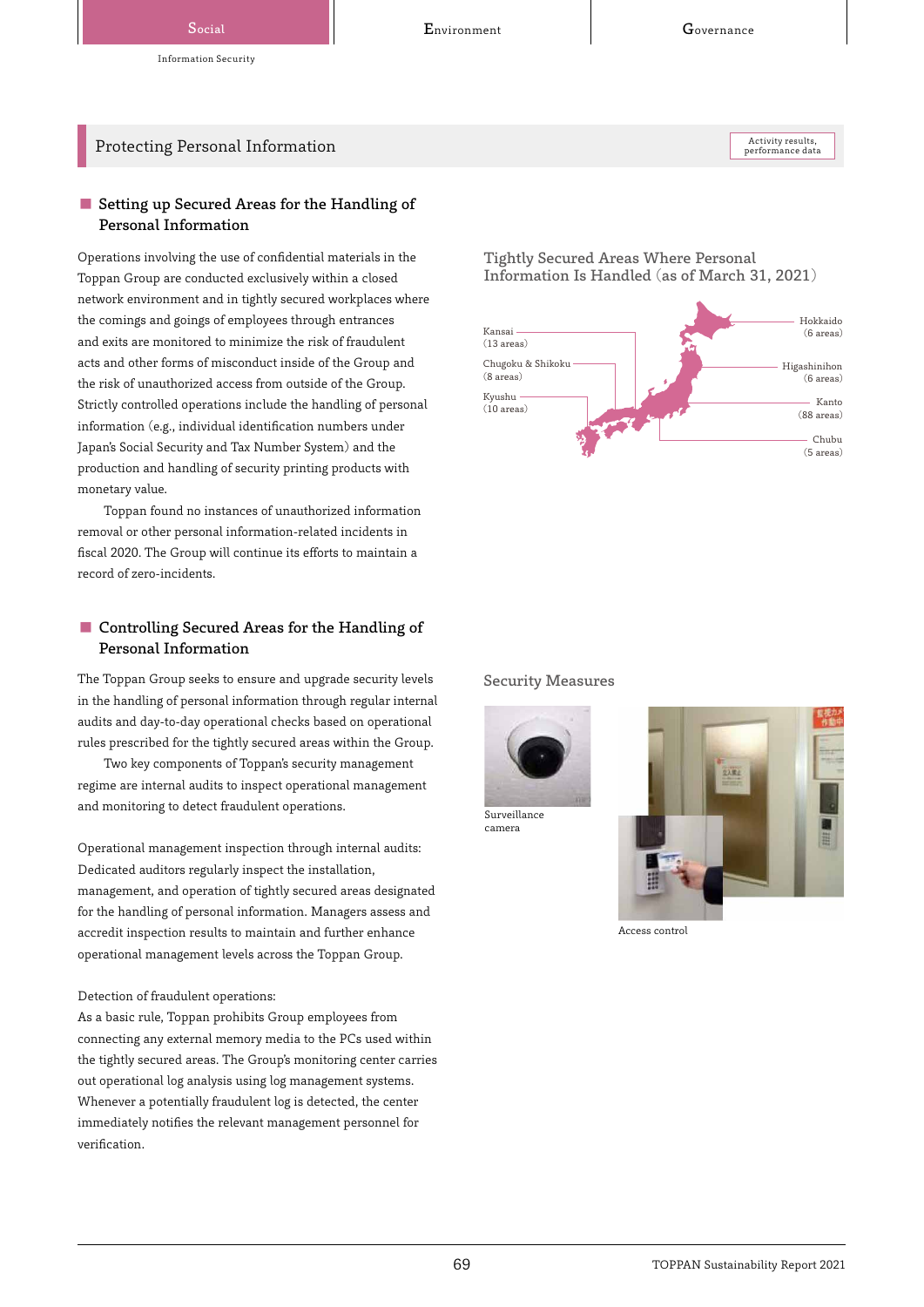Social | Environment | Governance

Information Security

## Protecting Personal Information

Activity results, performance data

### Setting up Secured Areas for the Handling of Personal Information

Operations involving the use of confidential materials in the Toppan Group are conducted exclusively within a closed network environment and in tightly secured workplaces where the comings and goings of employees through entrances and exits are monitored to minimize the risk of fraudulent acts and other forms of misconduct inside of the Group and the risk of unauthorized access from outside of the Group. Strictly controlled operations include the handling of personal information (e.g., individual identification numbers under Japan's Social Security and Tax Number System) and the production and handling of security printing products with monetary value.

Toppan found no instances of unauthorized information removal or other personal information-related incidents in fiscal 2020. The Group will continue its efforts to maintain a record of zero-incidents.

**Tightly Secured Areas Where Personal Information Is Handled (as of March 31, 2021)**

- Hokkaido (6 areas)
- Higashinihon (6 areas)
- Kanto (88 areas)
- Chubu (5 areas)
- Kansai (13 areas)
- Chugoku & Shikoku (8 areas)
- Kyushu (10 areas)

### Controlling Secured Areas for the Handling of Personal Information

The Toppan Group seeks to ensure and upgrade security levels in the handling of personal information through regular internal audits and day-to-day operational checks based on operational rules prescribed for the tightly secured areas within the Group.

Two key components of Toppan's security management regime are internal audits to inspect operational management and monitoring to detect fraudulent operations.

Operational management inspection through internal audits:
Dedicated auditors regularly inspect the installation, management, and operation of tightly secured areas designated for the handling of personal information. Managers assess and accredit inspection results to maintain and further enhance operational management levels across the Toppan Group.

Detection of fraudulent operations:
As a basic rule, Toppan prohibits Group employees from connecting any external memory media to the PCs used within the tightly secured areas. The Group's monitoring center carries out operational log analysis using log management systems. Whenever a potentially fraudulent log is detected, the center immediately notifies the relevant management personnel for verification.

**Security Measures**

Surveillance camera

Access control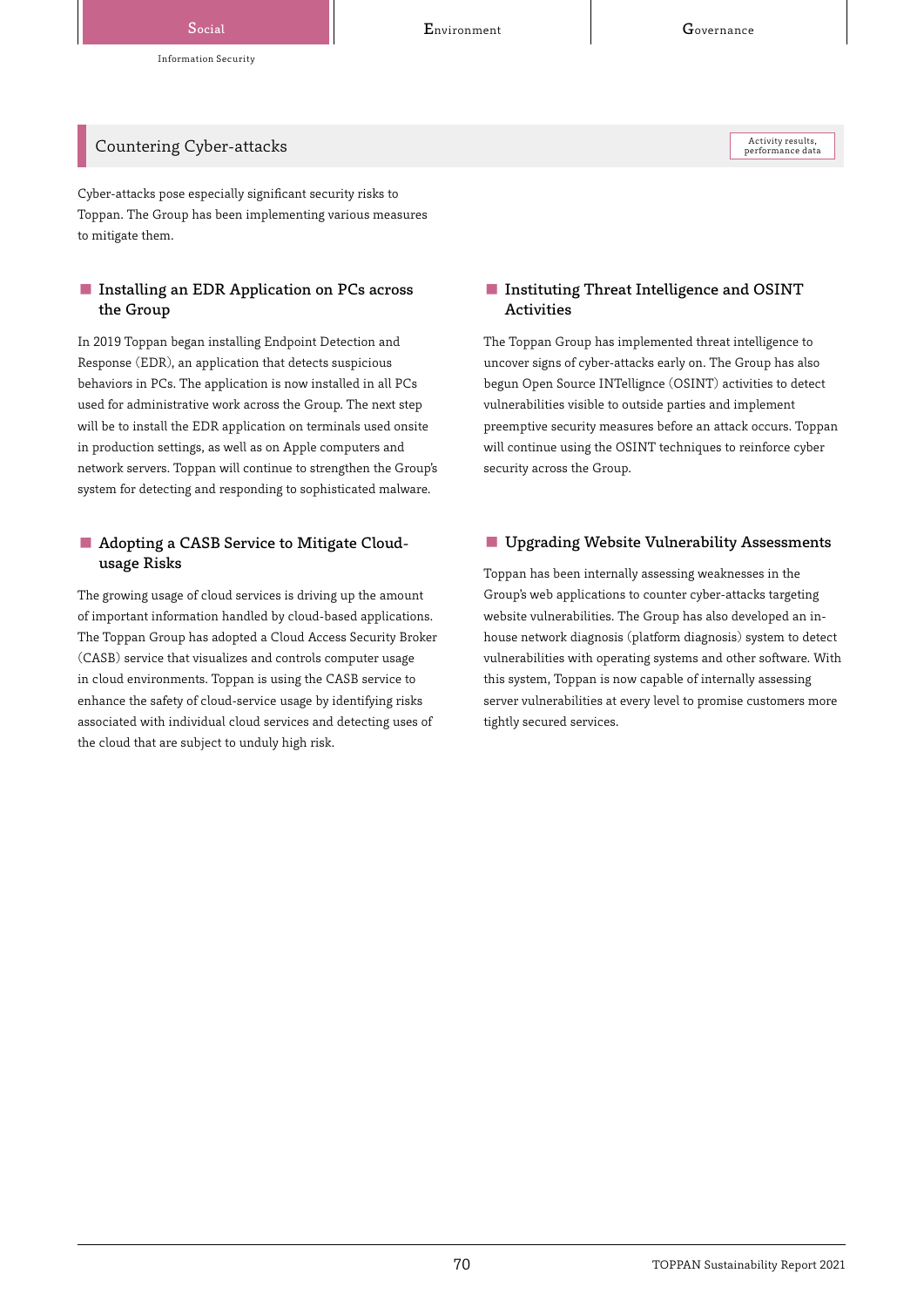## Countering Cyber-attacks

Activity results, performance data

Cyber-attacks pose especially significant security risks to Toppan. The Group has been implementing various measures to mitigate them.

### ■ Installing an EDR Application on PCs across the Group

In 2019 Toppan began installing Endpoint Detection and Response (EDR), an application that detects suspicious behaviors in PCs. The application is now installed in all PCs used for administrative work across the Group. The next step will be to install the EDR application on terminals used onsite in production settings, as well as on Apple computers and network servers. Toppan will continue to strengthen the Group's system for detecting and responding to sophisticated malware.

### ■ Adopting a CASB Service to Mitigate Cloud-usage Risks

The growing usage of cloud services is driving up the amount of important information handled by cloud-based applications. The Toppan Group has adopted a Cloud Access Security Broker (CASB) service that visualizes and controls computer usage in cloud environments. Toppan is using the CASB service to enhance the safety of cloud-service usage by identifying risks associated with individual cloud services and detecting uses of the cloud that are subject to unduly high risk.

### ■ Instituting Threat Intelligence and OSINT Activities

The Toppan Group has implemented threat intelligence to uncover signs of cyber-attacks early on. The Group has also begun Open Source INTellignce (OSINT) activities to detect vulnerabilities visible to outside parties and implement preemptive security measures before an attack occurs. Toppan will continue using the OSINT techniques to reinforce cyber security across the Group.

### ■ Upgrading Website Vulnerability Assessments

Toppan has been internally assessing weaknesses in the Group's web applications to counter cyber-attacks targeting website vulnerabilities. The Group has also developed an in-house network diagnosis (platform diagnosis) system to detect vulnerabilities with operating systems and other software. With this system, Toppan is now capable of internally assessing server vulnerabilities at every level to promise customers more tightly secured services.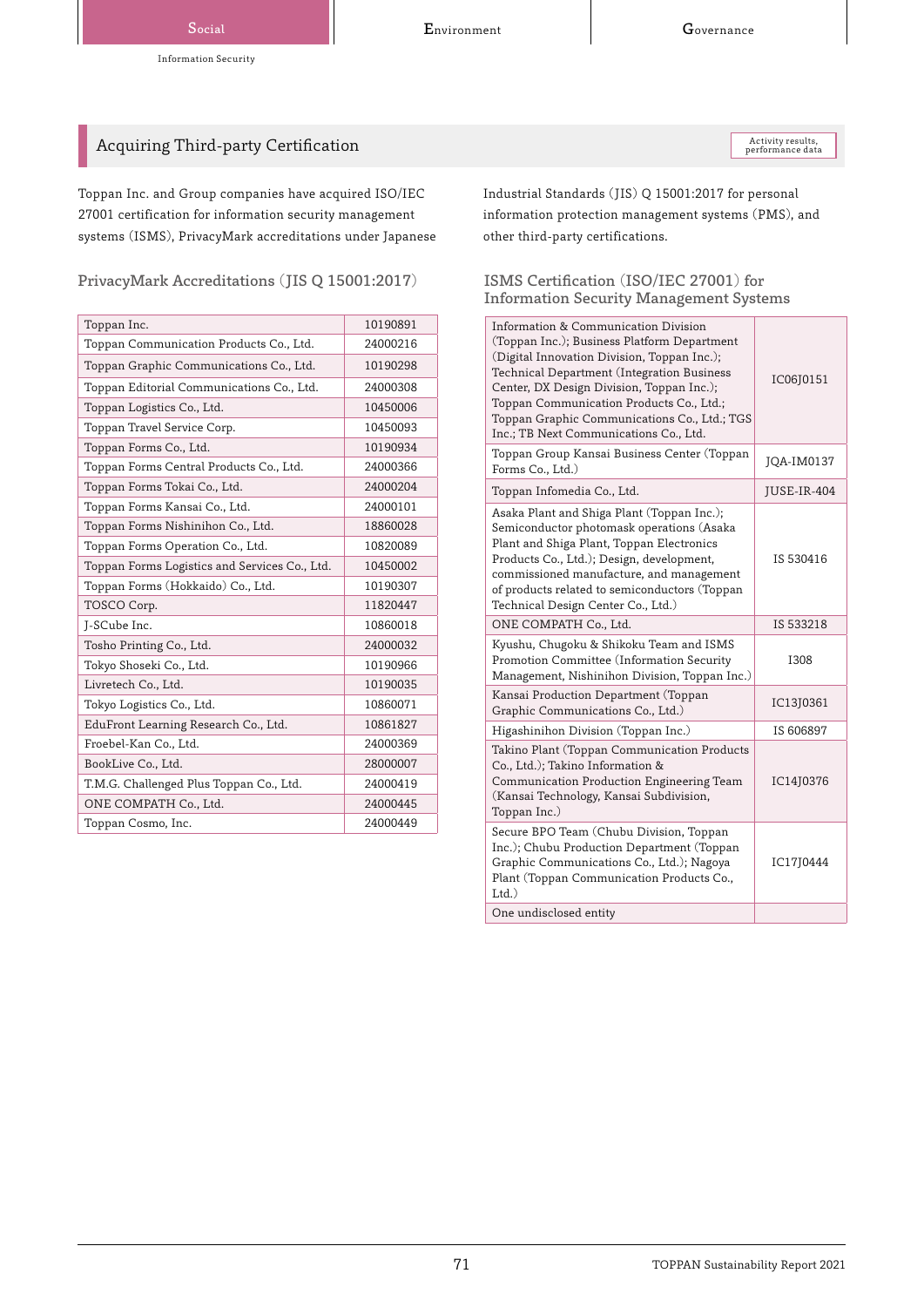## Acquiring Third-party Certification

Activity results, performance data

Toppan Inc. and Group companies have acquired ISO/IEC 27001 certification for information security management systems (ISMS), PrivacyMark accreditations under Japanese Industrial Standards (JIS) Q 15001:2017 for personal information protection management systems (PMS), and other third-party certifications.

### PrivacyMark Accreditations (JIS Q 15001:2017)

| Company | Number |
|---|---|
| Toppan Inc. | 10190891 |
| Toppan Communication Products Co., Ltd. | 24000216 |
| Toppan Graphic Communications Co., Ltd. | 10190298 |
| Toppan Editorial Communications Co., Ltd. | 24000308 |
| Toppan Logistics Co., Ltd. | 10450006 |
| Toppan Travel Service Corp. | 10450093 |
| Toppan Forms Co., Ltd. | 10190934 |
| Toppan Forms Central Products Co., Ltd. | 24000366 |
| Toppan Forms Tokai Co., Ltd. | 24000204 |
| Toppan Forms Kansai Co., Ltd. | 24000101 |
| Toppan Forms Nishinihon Co., Ltd. | 18860028 |
| Toppan Forms Operation Co., Ltd. | 10820089 |
| Toppan Forms Logistics and Services Co., Ltd. | 10450002 |
| Toppan Forms (Hokkaido) Co., Ltd. | 10190307 |
| TOSCO Corp. | 11820447 |
| J-SCube Inc. | 10860018 |
| Tosho Printing Co., Ltd. | 24000032 |
| Tokyo Shoseki Co., Ltd. | 10190966 |
| Livretech Co., Ltd. | 10190035 |
| Tokyo Logistics Co., Ltd. | 10860071 |
| EduFront Learning Research Co., Ltd. | 10861827 |
| Froebel-Kan Co., Ltd. | 24000369 |
| BookLive Co., Ltd. | 28000007 |
| T.M.G. Challenged Plus Toppan Co., Ltd. | 24000419 |
| ONE COMPATH Co., Ltd. | 24000445 |
| Toppan Cosmo, Inc. | 24000449 |

### ISMS Certification (ISO/IEC 27001) for Information Security Management Systems

| Entity | Number |
|---|---|
| Information & Communication Division (Toppan Inc.); Business Platform Department (Digital Innovation Division, Toppan Inc.); Technical Department (Integration Business Center, DX Design Division, Toppan Inc.); Toppan Communication Products Co., Ltd.; Toppan Graphic Communications Co., Ltd.; TGS Inc.; TB Next Communications Co., Ltd. | IC06J0151 |
| Toppan Group Kansai Business Center (Toppan Forms Co., Ltd.) | JQA-IM0137 |
| Toppan Infomedia Co., Ltd. | JUSE-IR-404 |
| Asaka Plant and Shiga Plant (Toppan Inc.); Semiconductor photomask operations (Asaka Plant and Shiga Plant, Toppan Electronics Products Co., Ltd.); Design, development, commissioned manufacture, and management of products related to semiconductors (Toppan Technical Design Center Co., Ltd.) | IS 530416 |
| ONE COMPATH Co., Ltd. | IS 533218 |
| Kyushu, Chugoku & Shikoku Team and ISMS Promotion Committee (Information Security Management, Nishinihon Division, Toppan Inc.) | I308 |
| Kansai Production Department (Toppan Graphic Communications Co., Ltd.) | IC13J0361 |
| Higashinihon Division (Toppan Inc.) | IS 606897 |
| Takino Plant (Toppan Communication Products Co., Ltd.); Takino Information & Communication Production Engineering Team (Kansai Technology, Kansai Subdivision, Toppan Inc.) | IC14J0376 |
| Secure BPO Team (Chubu Division, Toppan Inc.); Chubu Production Department (Toppan Graphic Communications Co., Ltd.); Nagoya Plant (Toppan Communication Products Co., Ltd.) | IC17J0444 |
| One undisclosed entity | |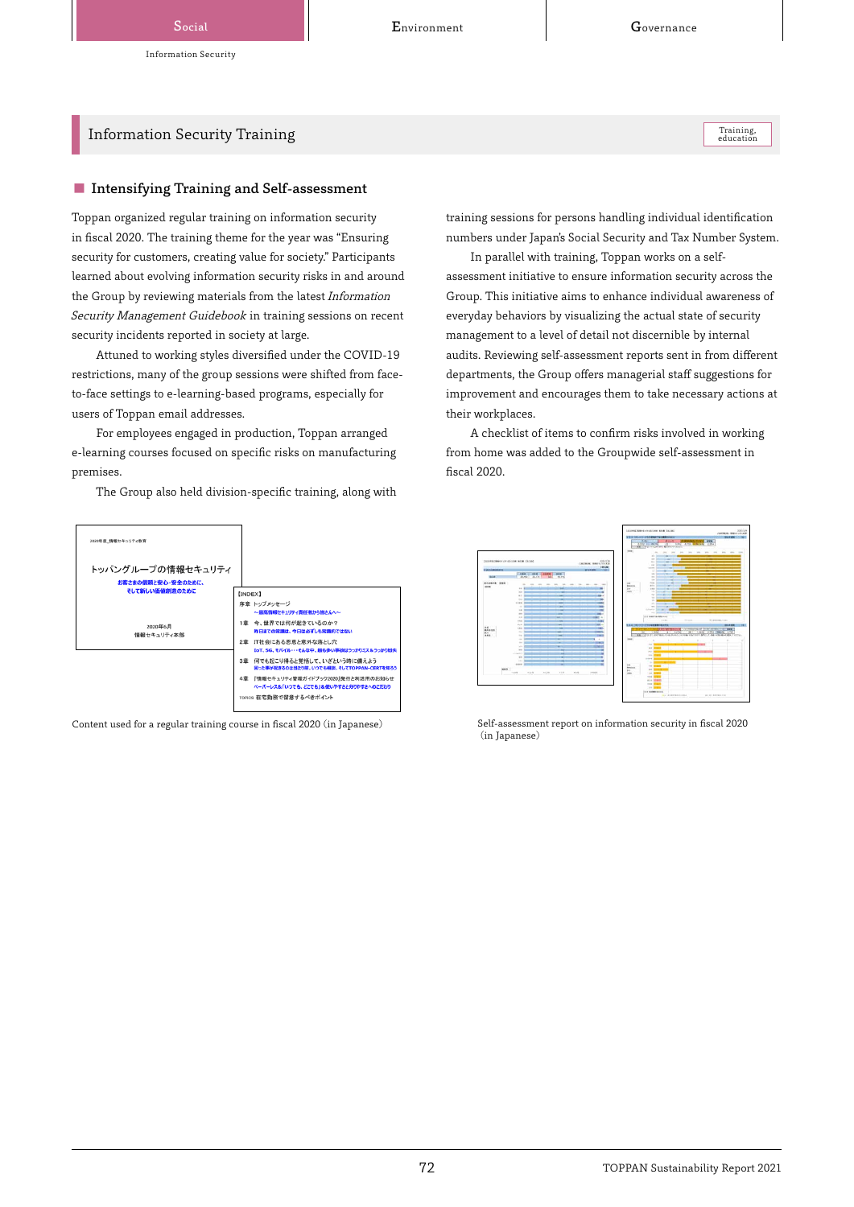# Information Security Training

Training, education

## Intensifying Training and Self-assessment

Toppan organized regular training on information security in fiscal 2020. The training theme for the year was "Ensuring security for customers, creating value for society." Participants learned about evolving information security risks in and around the Group by reviewing materials from the latest *Information Security Management Guidebook* in training sessions on recent security incidents reported in society at large.

Attuned to working styles diversified under the COVID-19 restrictions, many of the group sessions were shifted from face-to-face settings to e-learning-based programs, especially for users of Toppan email addresses.

For employees engaged in production, Toppan arranged e-learning courses focused on specific risks on manufacturing premises.

The Group also held division-specific training, along with training sessions for persons handling individual identification numbers under Japan's Social Security and Tax Number System.

In parallel with training, Toppan works on a self-assessment initiative to ensure information security across the Group. This initiative aims to enhance individual awareness of everyday behaviors by visualizing the actual state of security management to a level of detail not discernible by internal audits. Reviewing self-assessment reports sent in from different departments, the Group offers managerial staff suggestions for improvement and encourages them to take necessary actions at their workplaces.

A checklist of items to confirm risks involved in working from home was added to the Groupwide self-assessment in fiscal 2020.

Content used for a regular training course in fiscal 2020 (in Japanese)

Self-assessment report on information security in fiscal 2020 (in Japanese)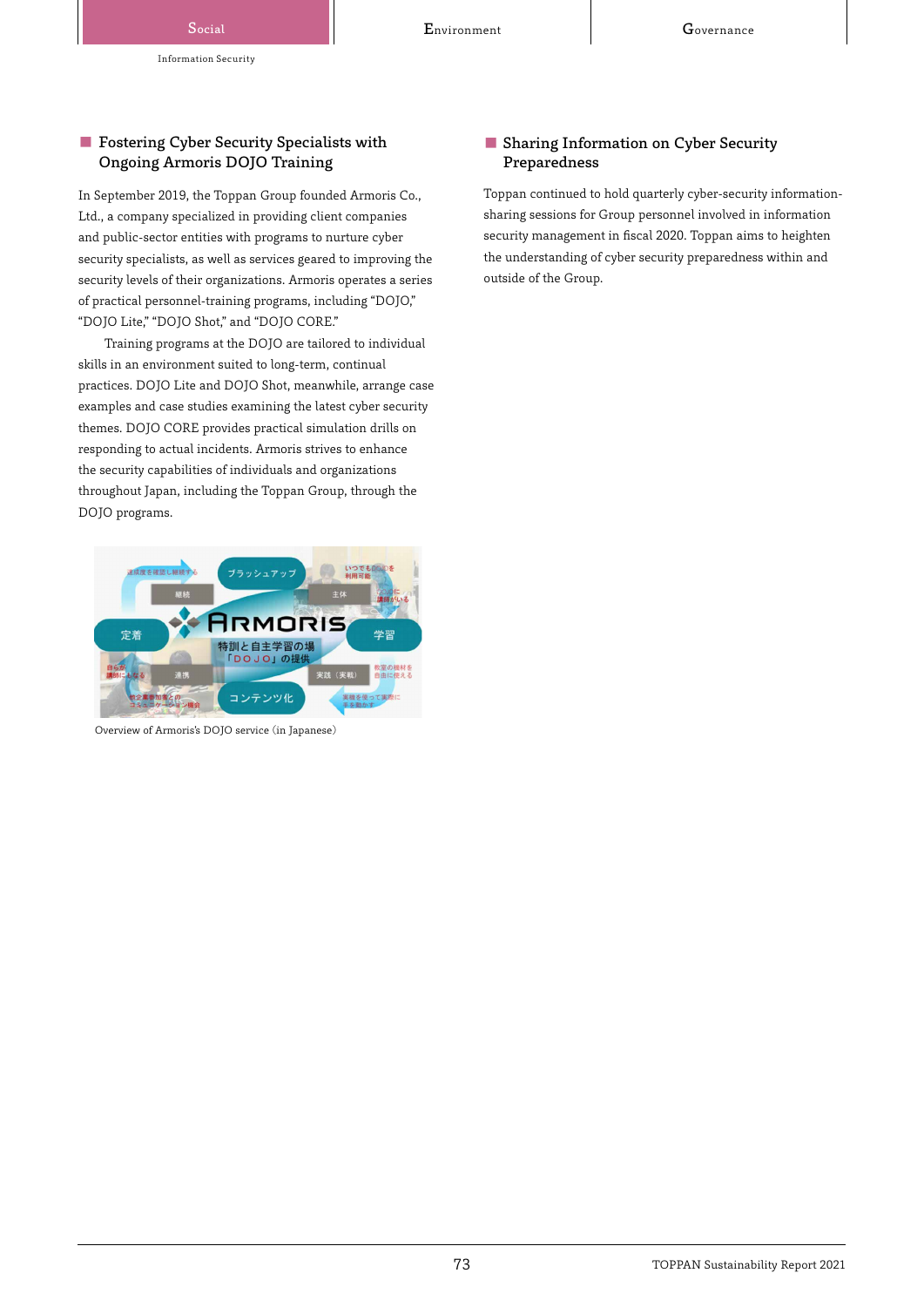## Fostering Cyber Security Specialists with Ongoing Armoris DOJO Training

In September 2019, the Toppan Group founded Armoris Co., Ltd., a company specialized in providing client companies and public-sector entities with programs to nurture cyber security specialists, as well as services geared to improving the security levels of their organizations. Armoris operates a series of practical personnel-training programs, including "DOJO," "DOJO Lite," "DOJO Shot," and "DOJO CORE."

Training programs at the DOJO are tailored to individual skills in an environment suited to long-term, continual practices. DOJO Lite and DOJO Shot, meanwhile, arrange case examples and case studies examining the latest cyber security themes. DOJO CORE provides practical simulation drills on responding to actual incidents. Armoris strives to enhance the security capabilities of individuals and organizations throughout Japan, including the Toppan Group, through the DOJO programs.

Overview of Armoris's DOJO service (in Japanese)

## Sharing Information on Cyber Security Preparedness

Toppan continued to hold quarterly cyber-security information-sharing sessions for Group personnel involved in information security management in fiscal 2020. Toppan aims to heighten the understanding of cyber security preparedness within and outside of the Group.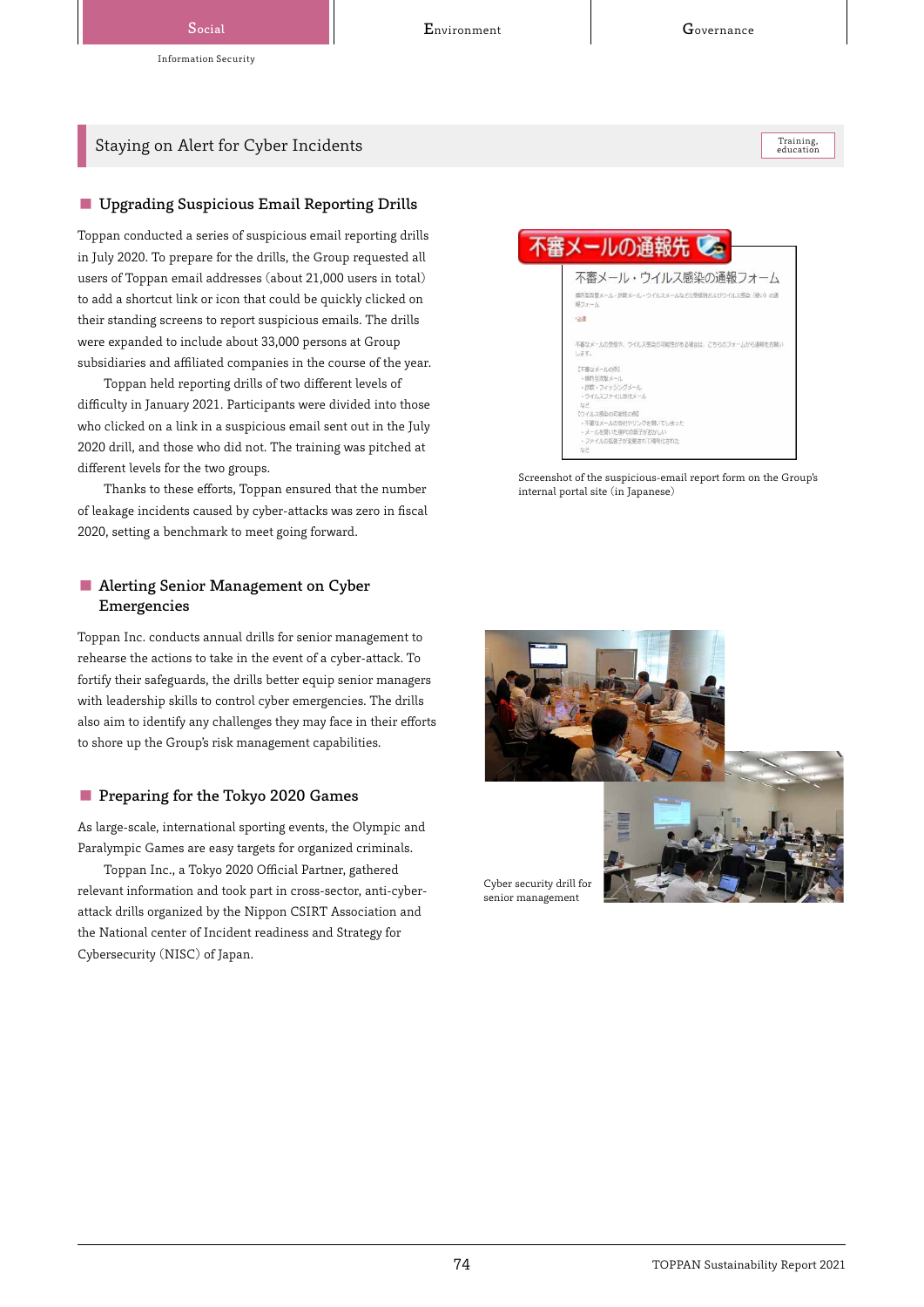## Staying on Alert for Cyber Incidents

Training, education

### Upgrading Suspicious Email Reporting Drills

Toppan conducted a series of suspicious email reporting drills in July 2020. To prepare for the drills, the Group requested all users of Toppan email addresses (about 21,000 users in total) to add a shortcut link or icon that could be quickly clicked on their standing screens to report suspicious emails. The drills were expanded to include about 33,000 persons at Group subsidiaries and affiliated companies in the course of the year.

Toppan held reporting drills of two different levels of difficulty in January 2021. Participants were divided into those who clicked on a link in a suspicious email sent out in the July 2020 drill, and those who did not. The training was pitched at different levels for the two groups.

Thanks to these efforts, Toppan ensured that the number of leakage incidents caused by cyber-attacks was zero in fiscal 2020, setting a benchmark to meet going forward.

不審メールの通報先

不審メール・ウイルス感染の通報フォーム

Screenshot of the suspicious-email report form on the Group's internal portal site (in Japanese)

### Alerting Senior Management on Cyber Emergencies

Toppan Inc. conducts annual drills for senior management to rehearse the actions to take in the event of a cyber-attack. To fortify their safeguards, the drills better equip senior managers with leadership skills to control cyber emergencies. The drills also aim to identify any challenges they may face in their efforts to shore up the Group's risk management capabilities.

### Preparing for the Tokyo 2020 Games

As large-scale, international sporting events, the Olympic and Paralympic Games are easy targets for organized criminals.

Toppan Inc., a Tokyo 2020 Official Partner, gathered relevant information and took part in cross-sector, anti-cyber-attack drills organized by the Nippon CSIRT Association and the National center of Incident readiness and Strategy for Cybersecurity (NISC) of Japan.

Cyber security drill for senior management